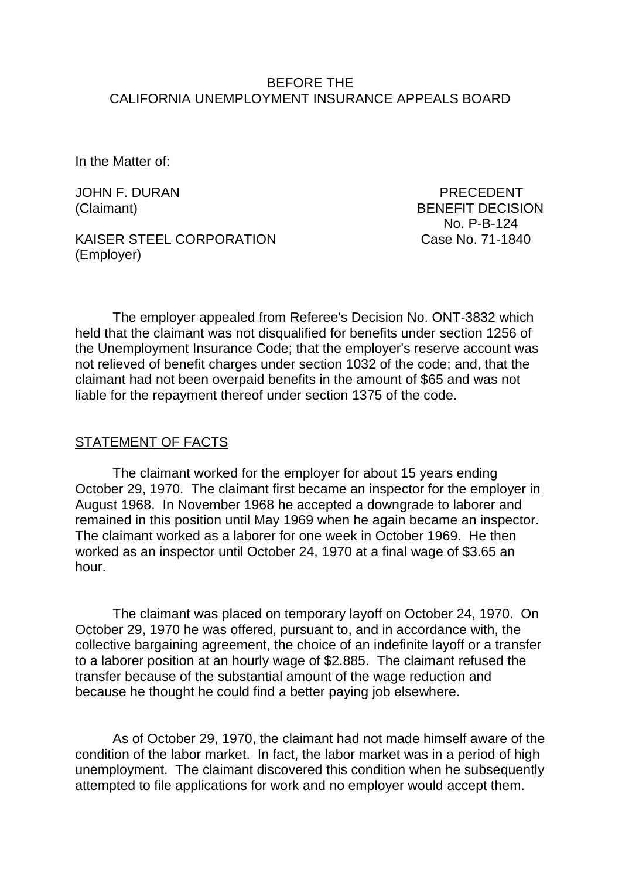BEFORE THE
CALIFORNIA UNEMPLOYMENT INSURANCE APPEALS BOARD

In the Matter of:

JOHN F. DURAN
(Claimant)

KAISER STEEL CORPORATION
(Employer)

PRECEDENT
BENEFIT DECISION
No. P-B-124
Case No. 71-1840

The employer appealed from Referee's Decision No. ONT-3832 which held that the claimant was not disqualified for benefits under section 1256 of the Unemployment Insurance Code; that the employer's reserve account was not relieved of benefit charges under section 1032 of the code; and, that the claimant had not been overpaid benefits in the amount of $65 and was not liable for the repayment thereof under section 1375 of the code.

STATEMENT OF FACTS

The claimant worked for the employer for about 15 years ending October 29, 1970. The claimant first became an inspector for the employer in August 1968. In November 1968 he accepted a downgrade to laborer and remained in this position until May 1969 when he again became an inspector. The claimant worked as a laborer for one week in October 1969. He then worked as an inspector until October 24, 1970 at a final wage of $3.65 an hour.

The claimant was placed on temporary layoff on October 24, 1970. On October 29, 1970 he was offered, pursuant to, and in accordance with, the collective bargaining agreement, the choice of an indefinite layoff or a transfer to a laborer position at an hourly wage of $2.885. The claimant refused the transfer because of the substantial amount of the wage reduction and because he thought he could find a better paying job elsewhere.

As of October 29, 1970, the claimant had not made himself aware of the condition of the labor market. In fact, the labor market was in a period of high unemployment. The claimant discovered this condition when he subsequently attempted to file applications for work and no employer would accept them.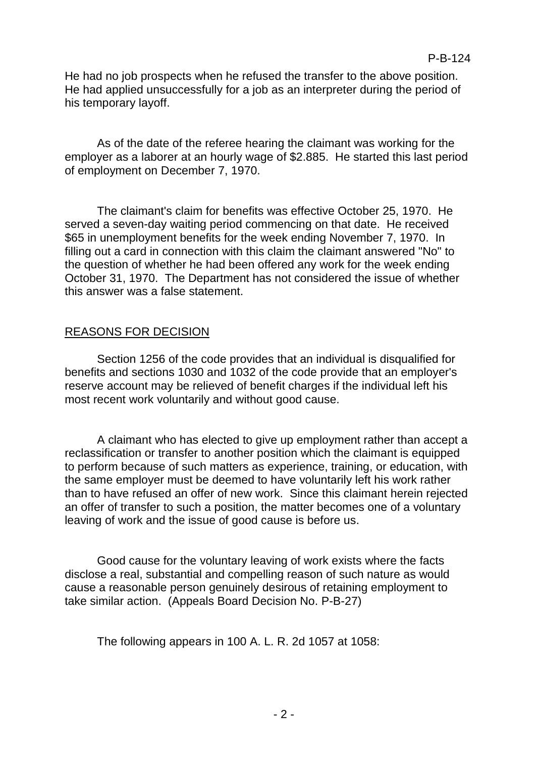He had no job prospects when he refused the transfer to the above position. He had applied unsuccessfully for a job as an interpreter during the period of his temporary layoff.

As of the date of the referee hearing the claimant was working for the employer as a laborer at an hourly wage of $2.885. He started this last period of employment on December 7, 1970.

The claimant's claim for benefits was effective October 25, 1970. He served a seven-day waiting period commencing on that date. He received $65 in unemployment benefits for the week ending November 7, 1970. In filling out a card in connection with this claim the claimant answered "No" to the question of whether he had been offered any work for the week ending October 31, 1970. The Department has not considered the issue of whether this answer was a false statement.

## REASONS FOR DECISION

Section 1256 of the code provides that an individual is disqualified for benefits and sections 1030 and 1032 of the code provide that an employer's reserve account may be relieved of benefit charges if the individual left his most recent work voluntarily and without good cause.

A claimant who has elected to give up employment rather than accept a reclassification or transfer to another position which the claimant is equipped to perform because of such matters as experience, training, or education, with the same employer must be deemed to have voluntarily left his work rather than to have refused an offer of new work. Since this claimant herein rejected an offer of transfer to such a position, the matter becomes one of a voluntary leaving of work and the issue of good cause is before us.

Good cause for the voluntary leaving of work exists where the facts disclose a real, substantial and compelling reason of such nature as would cause a reasonable person genuinely desirous of retaining employment to take similar action. (Appeals Board Decision No. P-B-27)

The following appears in 100 A. L. R. 2d 1057 at 1058: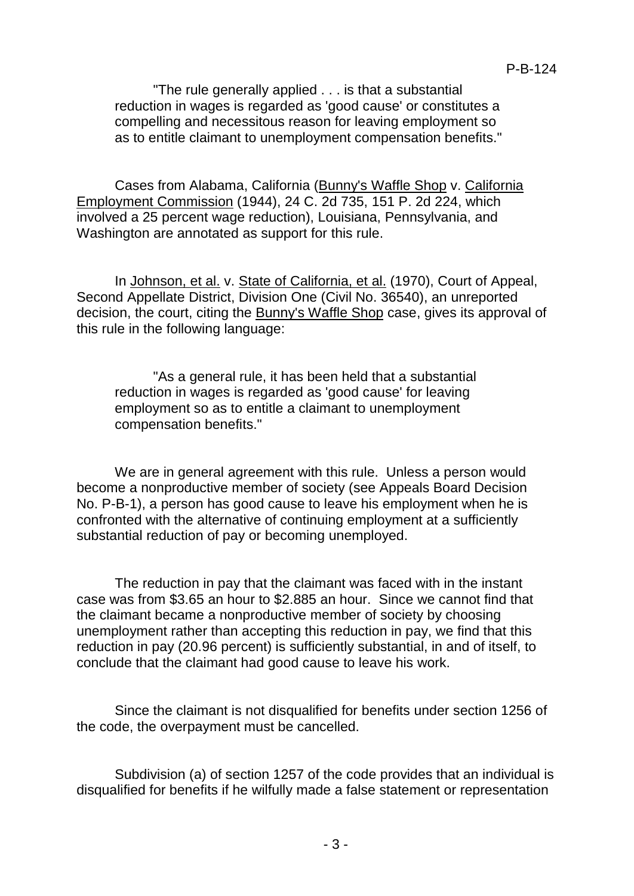> "The rule generally applied . . . is that a substantial reduction in wages is regarded as 'good cause' or constitutes a compelling and necessitous reason for leaving employment so as to entitle claimant to unemployment compensation benefits."

Cases from Alabama, California (Bunny's Waffle Shop v. California Employment Commission (1944), 24 C. 2d 735, 151 P. 2d 224, which involved a 25 percent wage reduction), Louisiana, Pennsylvania, and Washington are annotated as support for this rule.

In Johnson, et al. v. State of California, et al. (1970), Court of Appeal, Second Appellate District, Division One (Civil No. 36540), an unreported decision, the court, citing the Bunny's Waffle Shop case, gives its approval of this rule in the following language:

> "As a general rule, it has been held that a substantial reduction in wages is regarded as 'good cause' for leaving employment so as to entitle a claimant to unemployment compensation benefits."

We are in general agreement with this rule. Unless a person would become a nonproductive member of society (see Appeals Board Decision No. P-B-1), a person has good cause to leave his employment when he is confronted with the alternative of continuing employment at a sufficiently substantial reduction of pay or becoming unemployed.

The reduction in pay that the claimant was faced with in the instant case was from $3.65 an hour to $2.885 an hour. Since we cannot find that the claimant became a nonproductive member of society by choosing unemployment rather than accepting this reduction in pay, we find that this reduction in pay (20.96 percent) is sufficiently substantial, in and of itself, to conclude that the claimant had good cause to leave his work.

Since the claimant is not disqualified for benefits under section 1256 of the code, the overpayment must be cancelled.

Subdivision (a) of section 1257 of the code provides that an individual is disqualified for benefits if he wilfully made a false statement or representation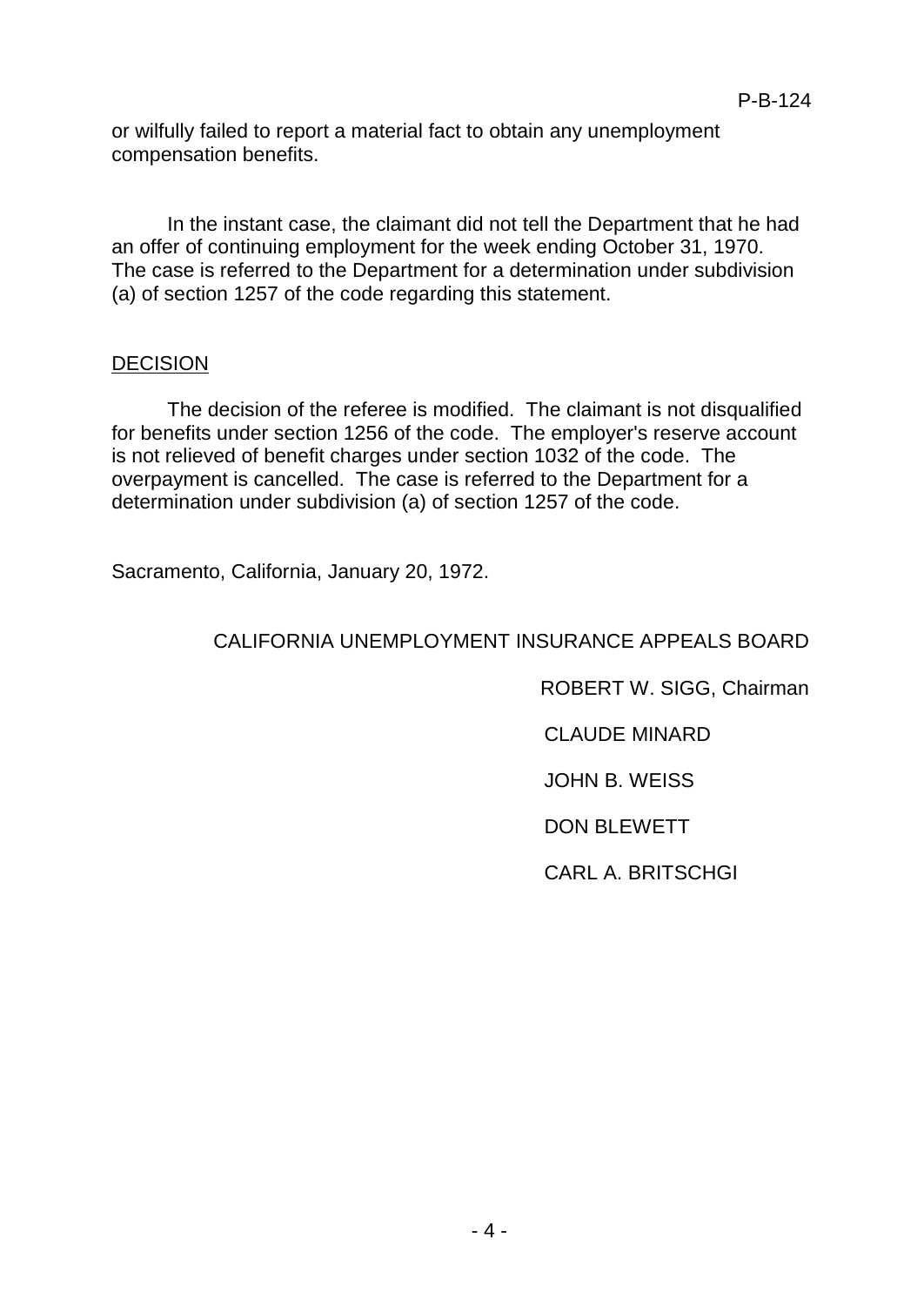or wilfully failed to report a material fact to obtain any unemployment compensation benefits.

In the instant case, the claimant did not tell the Department that he had an offer of continuing employment for the week ending October 31, 1970. The case is referred to the Department for a determination under subdivision (a) of section 1257 of the code regarding this statement.

## DECISION

The decision of the referee is modified. The claimant is not disqualified for benefits under section 1256 of the code. The employer's reserve account is not relieved of benefit charges under section 1032 of the code. The overpayment is cancelled. The case is referred to the Department for a determination under subdivision (a) of section 1257 of the code.

Sacramento, California, January 20, 1972.

CALIFORNIA UNEMPLOYMENT INSURANCE APPEALS BOARD

ROBERT W. SIGG, Chairman

CLAUDE MINARD

JOHN B. WEISS

DON BLEWETT

CARL A. BRITSCHGI